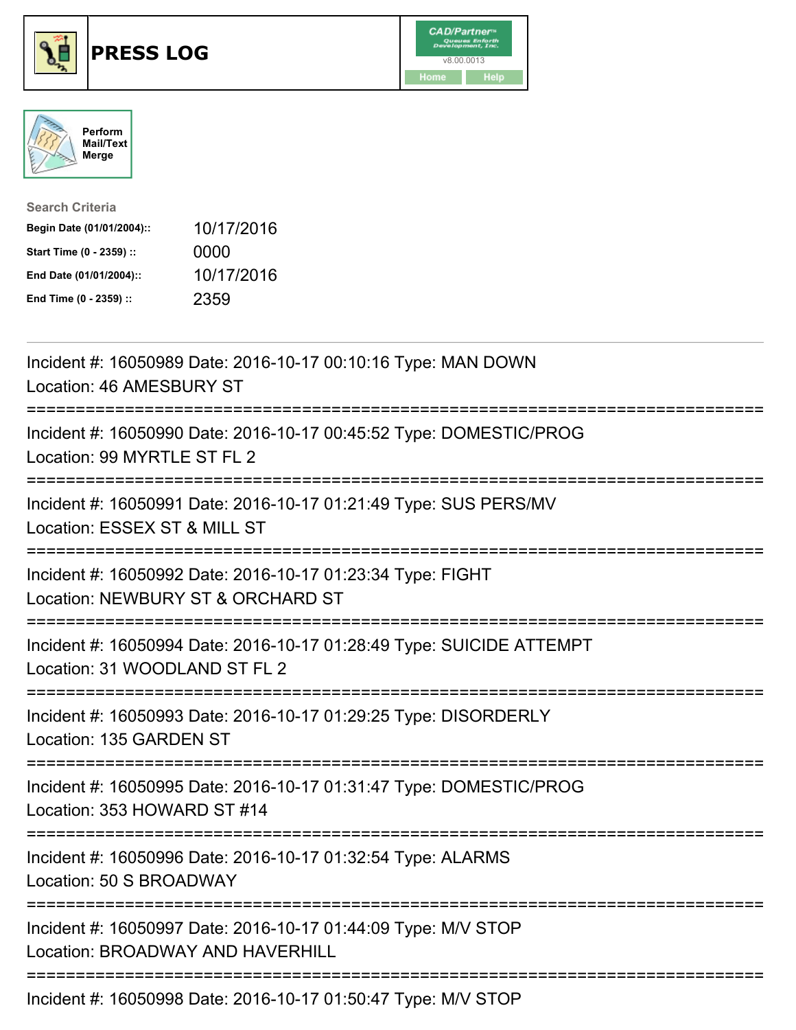# PRESS LOG

CAD/Partner™ v8.00.0013

Home | Help

Perform Mail/Text Merge

**Search Criteria**

| | |
|---|---|
| **Begin Date (01/01/2004)::** | 10/17/2016 |
| **Start Time (0 - 2359) ::** | 0000 |
| **End Date (01/01/2004)::** | 10/17/2016 |
| **End Time (0 - 2359) ::** | 2359 |

---

Incident #: 16050989 Date: 2016-10-17 00:10:16 Type: MAN DOWN
Location: 46 AMESBURY ST

===========================================================================

Incident #: 16050990 Date: 2016-10-17 00:45:52 Type: DOMESTIC/PROG
Location: 99 MYRTLE ST FL 2

===========================================================================

Incident #: 16050991 Date: 2016-10-17 01:21:49 Type: SUS PERS/MV
Location: ESSEX ST & MILL ST

===========================================================================

Incident #: 16050992 Date: 2016-10-17 01:23:34 Type: FIGHT
Location: NEWBURY ST & ORCHARD ST

===========================================================================

Incident #: 16050994 Date: 2016-10-17 01:28:49 Type: SUICIDE ATTEMPT
Location: 31 WOODLAND ST FL 2

===========================================================================

Incident #: 16050993 Date: 2016-10-17 01:29:25 Type: DISORDERLY
Location: 135 GARDEN ST

===========================================================================

Incident #: 16050995 Date: 2016-10-17 01:31:47 Type: DOMESTIC/PROG
Location: 353 HOWARD ST #14

===========================================================================

Incident #: 16050996 Date: 2016-10-17 01:32:54 Type: ALARMS
Location: 50 S BROADWAY

===========================================================================

Incident #: 16050997 Date: 2016-10-17 01:44:09 Type: M/V STOP
Location: BROADWAY AND HAVERHILL

===========================================================================

Incident #: 16050998 Date: 2016-10-17 01:50:47 Type: M/V STOP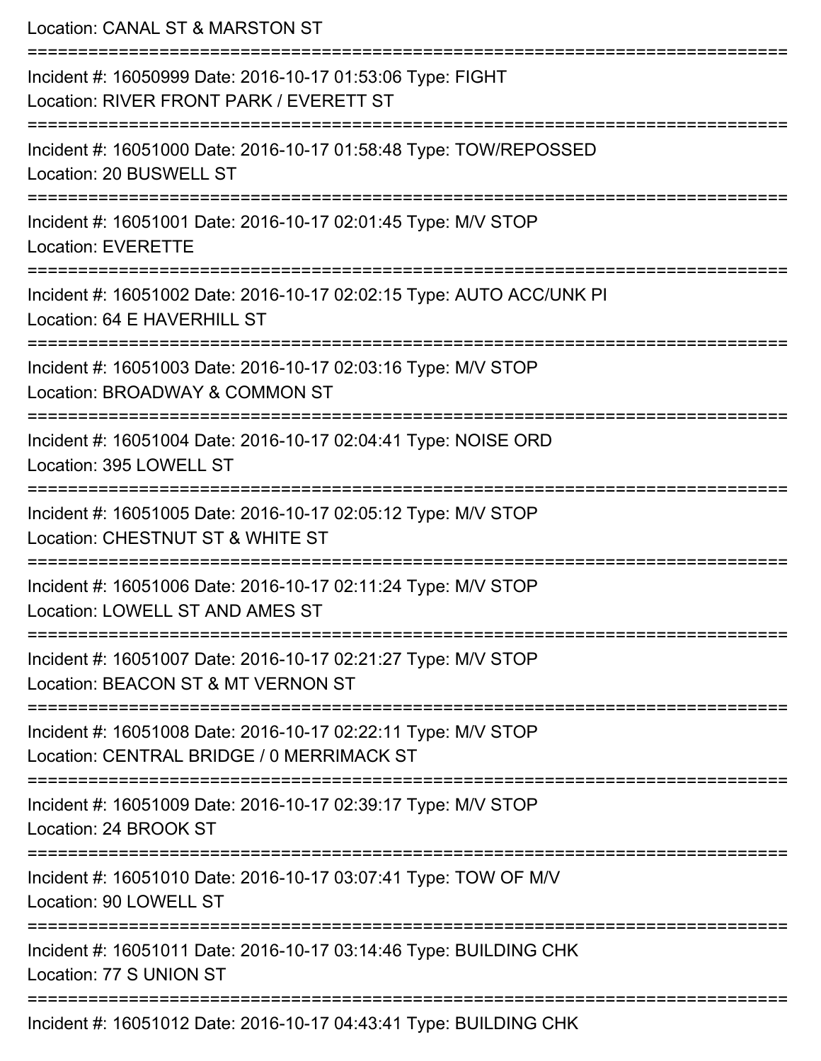Location: CANAL ST & MARSTON ST

===========================================================================

Incident #: 16050999 Date: 2016-10-17 01:53:06 Type: FIGHT
Location: RIVER FRONT PARK / EVERETT ST

===========================================================================

Incident #: 16051000 Date: 2016-10-17 01:58:48 Type: TOW/REPOSSED
Location: 20 BUSWELL ST

===========================================================================

Incident #: 16051001 Date: 2016-10-17 02:01:45 Type: M/V STOP
Location: EVERETTE

===========================================================================

Incident #: 16051002 Date: 2016-10-17 02:02:15 Type: AUTO ACC/UNK PI
Location: 64 E HAVERHILL ST

===========================================================================

Incident #: 16051003 Date: 2016-10-17 02:03:16 Type: M/V STOP
Location: BROADWAY & COMMON ST

===========================================================================

Incident #: 16051004 Date: 2016-10-17 02:04:41 Type: NOISE ORD
Location: 395 LOWELL ST

===========================================================================

Incident #: 16051005 Date: 2016-10-17 02:05:12 Type: M/V STOP
Location: CHESTNUT ST & WHITE ST

===========================================================================

Incident #: 16051006 Date: 2016-10-17 02:11:24 Type: M/V STOP
Location: LOWELL ST AND AMES ST

===========================================================================

Incident #: 16051007 Date: 2016-10-17 02:21:27 Type: M/V STOP
Location: BEACON ST & MT VERNON ST

===========================================================================

Incident #: 16051008 Date: 2016-10-17 02:22:11 Type: M/V STOP
Location: CENTRAL BRIDGE / 0 MERRIMACK ST

===========================================================================

Incident #: 16051009 Date: 2016-10-17 02:39:17 Type: M/V STOP
Location: 24 BROOK ST

===========================================================================

Incident #: 16051010 Date: 2016-10-17 03:07:41 Type: TOW OF M/V
Location: 90 LOWELL ST

===========================================================================

Incident #: 16051011 Date: 2016-10-17 03:14:46 Type: BUILDING CHK
Location: 77 S UNION ST

===========================================================================

Incident #: 16051012 Date: 2016-10-17 04:43:41 Type: BUILDING CHK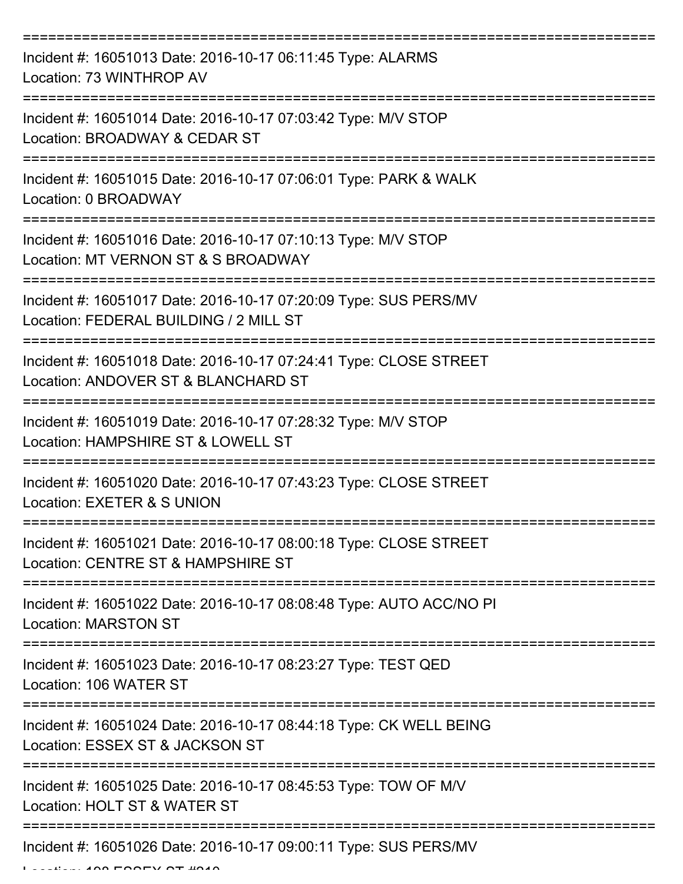===========================================================================

Incident #: 16051013 Date: 2016-10-17 06:11:45 Type: ALARMS
Location: 73 WINTHROP AV

===========================================================================

Incident #: 16051014 Date: 2016-10-17 07:03:42 Type: M/V STOP
Location: BROADWAY & CEDAR ST

===========================================================================

Incident #: 16051015 Date: 2016-10-17 07:06:01 Type: PARK & WALK
Location: 0 BROADWAY

===========================================================================

Incident #: 16051016 Date: 2016-10-17 07:10:13 Type: M/V STOP
Location: MT VERNON ST & S BROADWAY

===========================================================================

Incident #: 16051017 Date: 2016-10-17 07:20:09 Type: SUS PERS/MV
Location: FEDERAL BUILDING / 2 MILL ST

===========================================================================

Incident #: 16051018 Date: 2016-10-17 07:24:41 Type: CLOSE STREET
Location: ANDOVER ST & BLANCHARD ST

===========================================================================

Incident #: 16051019 Date: 2016-10-17 07:28:32 Type: M/V STOP
Location: HAMPSHIRE ST & LOWELL ST

===========================================================================

Incident #: 16051020 Date: 2016-10-17 07:43:23 Type: CLOSE STREET
Location: EXETER & S UNION

===========================================================================

Incident #: 16051021 Date: 2016-10-17 08:00:18 Type: CLOSE STREET
Location: CENTRE ST & HAMPSHIRE ST

===========================================================================

Incident #: 16051022 Date: 2016-10-17 08:08:48 Type: AUTO ACC/NO PI
Location: MARSTON ST

===========================================================================

Incident #: 16051023 Date: 2016-10-17 08:23:27 Type: TEST QED
Location: 106 WATER ST

===========================================================================

Incident #: 16051024 Date: 2016-10-17 08:44:18 Type: CK WELL BEING
Location: ESSEX ST & JACKSON ST

===========================================================================

Incident #: 16051025 Date: 2016-10-17 08:45:53 Type: TOW OF M/V
Location: HOLT ST & WATER ST

===========================================================================

Incident #: 16051026 Date: 2016-10-17 09:00:11 Type: SUS PERS/MV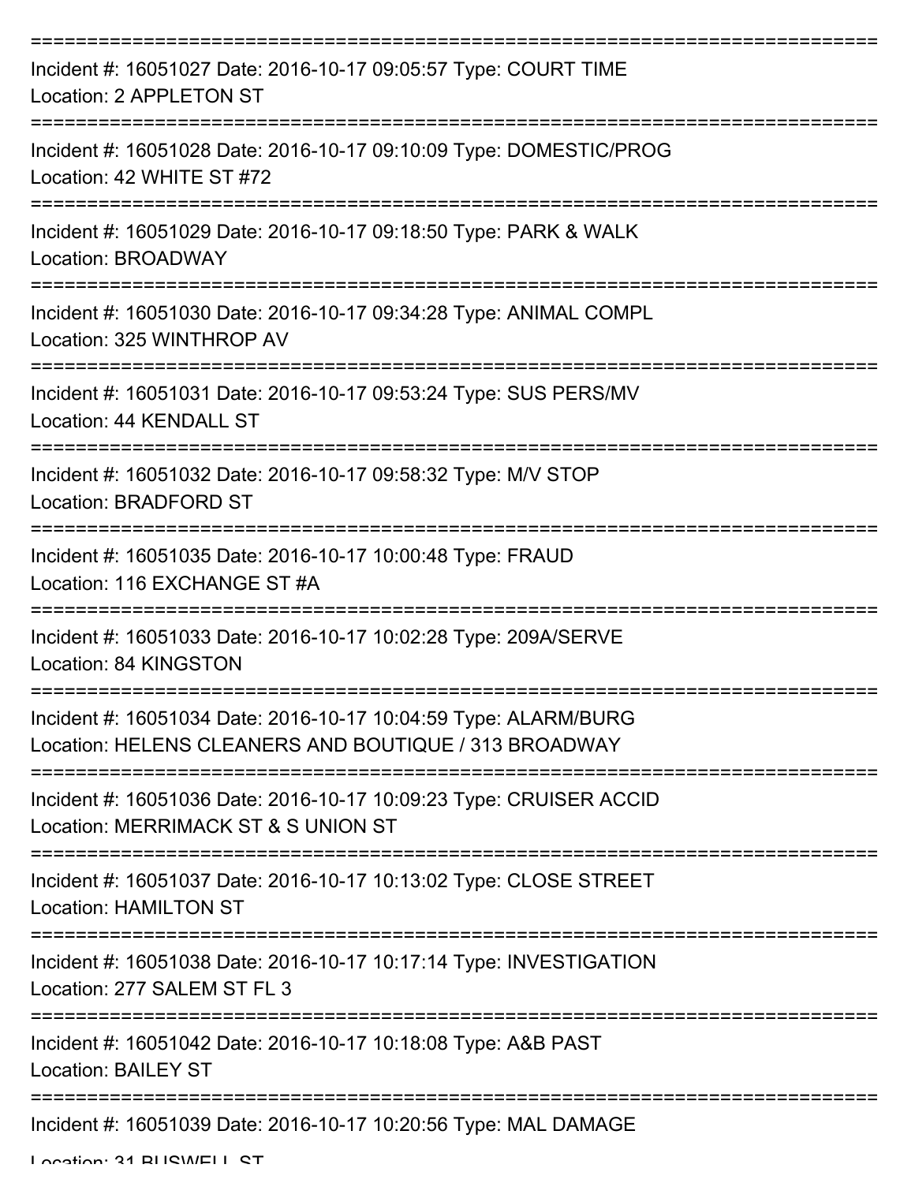===========================================================================

Incident #: 16051027 Date: 2016-10-17 09:05:57 Type: COURT TIME
Location: 2 APPLETON ST

===========================================================================

Incident #: 16051028 Date: 2016-10-17 09:10:09 Type: DOMESTIC/PROG
Location: 42 WHITE ST #72

===========================================================================

Incident #: 16051029 Date: 2016-10-17 09:18:50 Type: PARK & WALK
Location: BROADWAY

===========================================================================

Incident #: 16051030 Date: 2016-10-17 09:34:28 Type: ANIMAL COMPL
Location: 325 WINTHROP AV

===========================================================================

Incident #: 16051031 Date: 2016-10-17 09:53:24 Type: SUS PERS/MV
Location: 44 KENDALL ST

===========================================================================

Incident #: 16051032 Date: 2016-10-17 09:58:32 Type: M/V STOP
Location: BRADFORD ST

===========================================================================

Incident #: 16051035 Date: 2016-10-17 10:00:48 Type: FRAUD
Location: 116 EXCHANGE ST #A

===========================================================================

Incident #: 16051033 Date: 2016-10-17 10:02:28 Type: 209A/SERVE
Location: 84 KINGSTON

===========================================================================

Incident #: 16051034 Date: 2016-10-17 10:04:59 Type: ALARM/BURG
Location: HELENS CLEANERS AND BOUTIQUE / 313 BROADWAY

===========================================================================

Incident #: 16051036 Date: 2016-10-17 10:09:23 Type: CRUISER ACCID
Location: MERRIMACK ST & S UNION ST

===========================================================================

Incident #: 16051037 Date: 2016-10-17 10:13:02 Type: CLOSE STREET
Location: HAMILTON ST

===========================================================================

Incident #: 16051038 Date: 2016-10-17 10:17:14 Type: INVESTIGATION
Location: 277 SALEM ST FL 3

===========================================================================

Incident #: 16051042 Date: 2016-10-17 10:18:08 Type: A&B PAST
Location: BAILEY ST

===========================================================================

Incident #: 16051039 Date: 2016-10-17 10:20:56 Type: MAL DAMAGE
Location: 31 BUSWELL ST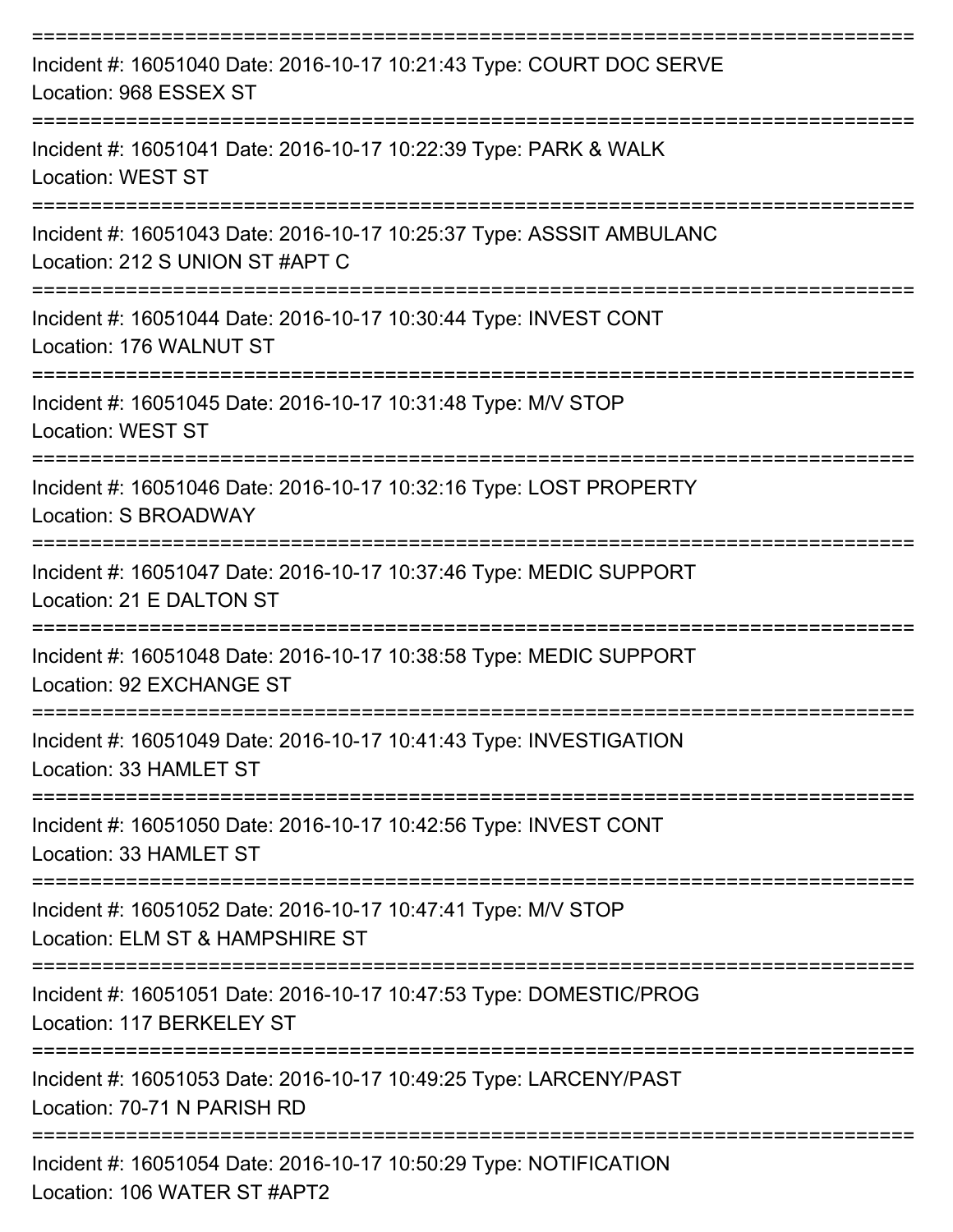===========================================================================

Incident #: 16051040 Date: 2016-10-17 10:21:43 Type: COURT DOC SERVE
Location: 968 ESSEX ST

===========================================================================

Incident #: 16051041 Date: 2016-10-17 10:22:39 Type: PARK & WALK
Location: WEST ST

===========================================================================

Incident #: 16051043 Date: 2016-10-17 10:25:37 Type: ASSSIT AMBULANC
Location: 212 S UNION ST #APT C

===========================================================================

Incident #: 16051044 Date: 2016-10-17 10:30:44 Type: INVEST CONT
Location: 176 WALNUT ST

===========================================================================

Incident #: 16051045 Date: 2016-10-17 10:31:48 Type: M/V STOP
Location: WEST ST

===========================================================================

Incident #: 16051046 Date: 2016-10-17 10:32:16 Type: LOST PROPERTY
Location: S BROADWAY

===========================================================================

Incident #: 16051047 Date: 2016-10-17 10:37:46 Type: MEDIC SUPPORT
Location: 21 E DALTON ST

===========================================================================

Incident #: 16051048 Date: 2016-10-17 10:38:58 Type: MEDIC SUPPORT
Location: 92 EXCHANGE ST

===========================================================================

Incident #: 16051049 Date: 2016-10-17 10:41:43 Type: INVESTIGATION
Location: 33 HAMLET ST

===========================================================================

Incident #: 16051050 Date: 2016-10-17 10:42:56 Type: INVEST CONT
Location: 33 HAMLET ST

===========================================================================

Incident #: 16051052 Date: 2016-10-17 10:47:41 Type: M/V STOP
Location: ELM ST & HAMPSHIRE ST

===========================================================================

Incident #: 16051051 Date: 2016-10-17 10:47:53 Type: DOMESTIC/PROG
Location: 117 BERKELEY ST

===========================================================================

Incident #: 16051053 Date: 2016-10-17 10:49:25 Type: LARCENY/PAST
Location: 70-71 N PARISH RD

===========================================================================

Incident #: 16051054 Date: 2016-10-17 10:50:29 Type: NOTIFICATION
Location: 106 WATER ST #APT2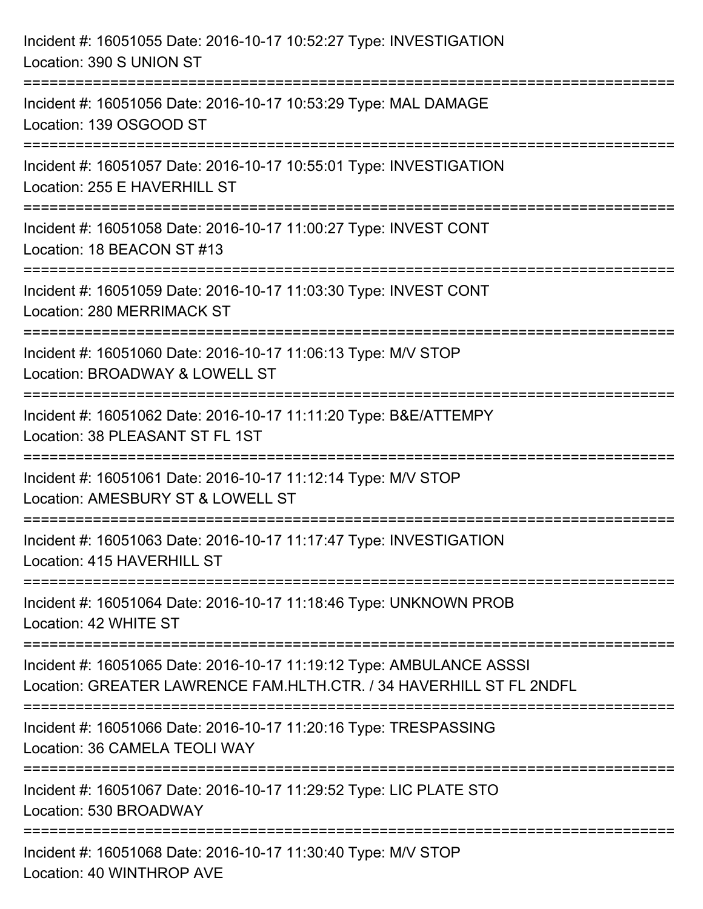Incident #: 16051055 Date: 2016-10-17 10:52:27 Type: INVESTIGATION
Location: 390 S UNION ST

===========================================================================

Incident #: 16051056 Date: 2016-10-17 10:53:29 Type: MAL DAMAGE
Location: 139 OSGOOD ST

===========================================================================

Incident #: 16051057 Date: 2016-10-17 10:55:01 Type: INVESTIGATION
Location: 255 E HAVERHILL ST

===========================================================================

Incident #: 16051058 Date: 2016-10-17 11:00:27 Type: INVEST CONT
Location: 18 BEACON ST #13

===========================================================================

Incident #: 16051059 Date: 2016-10-17 11:03:30 Type: INVEST CONT
Location: 280 MERRIMACK ST

===========================================================================

Incident #: 16051060 Date: 2016-10-17 11:06:13 Type: M/V STOP
Location: BROADWAY & LOWELL ST

===========================================================================

Incident #: 16051062 Date: 2016-10-17 11:11:20 Type: B&E/ATTEMPY
Location: 38 PLEASANT ST FL 1ST

===========================================================================

Incident #: 16051061 Date: 2016-10-17 11:12:14 Type: M/V STOP
Location: AMESBURY ST & LOWELL ST

===========================================================================

Incident #: 16051063 Date: 2016-10-17 11:17:47 Type: INVESTIGATION
Location: 415 HAVERHILL ST

===========================================================================

Incident #: 16051064 Date: 2016-10-17 11:18:46 Type: UNKNOWN PROB
Location: 42 WHITE ST

===========================================================================

Incident #: 16051065 Date: 2016-10-17 11:19:12 Type: AMBULANCE ASSSI
Location: GREATER LAWRENCE FAM.HLTH.CTR. / 34 HAVERHILL ST FL 2NDFL

===========================================================================

Incident #: 16051066 Date: 2016-10-17 11:20:16 Type: TRESPASSING
Location: 36 CAMELA TEOLI WAY

===========================================================================

Incident #: 16051067 Date: 2016-10-17 11:29:52 Type: LIC PLATE STO
Location: 530 BROADWAY

===========================================================================

Incident #: 16051068 Date: 2016-10-17 11:30:40 Type: M/V STOP
Location: 40 WINTHROP AVE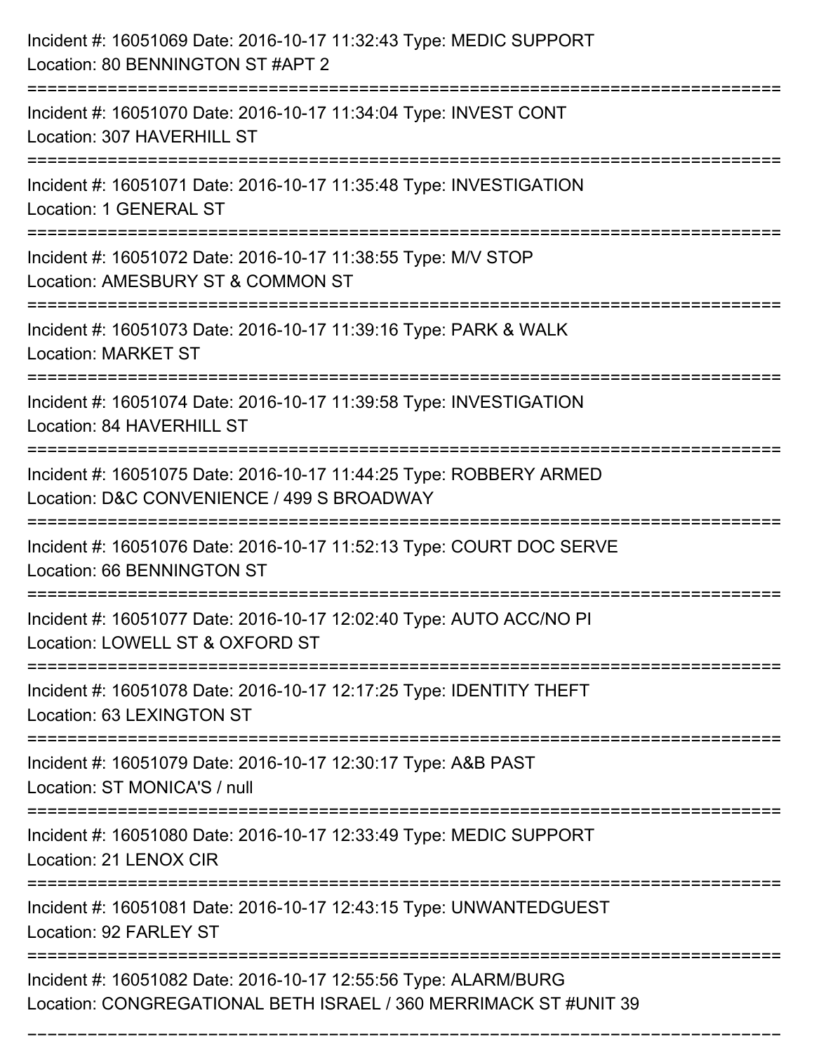Incident #: 16051069 Date: 2016-10-17 11:32:43 Type: MEDIC SUPPORT
Location: 80 BENNINGTON ST #APT 2

===========================================================================

Incident #: 16051070 Date: 2016-10-17 11:34:04 Type: INVEST CONT
Location: 307 HAVERHILL ST

===========================================================================

Incident #: 16051071 Date: 2016-10-17 11:35:48 Type: INVESTIGATION
Location: 1 GENERAL ST

===========================================================================

Incident #: 16051072 Date: 2016-10-17 11:38:55 Type: M/V STOP
Location: AMESBURY ST & COMMON ST

===========================================================================

Incident #: 16051073 Date: 2016-10-17 11:39:16 Type: PARK & WALK
Location: MARKET ST

===========================================================================

Incident #: 16051074 Date: 2016-10-17 11:39:58 Type: INVESTIGATION
Location: 84 HAVERHILL ST

===========================================================================

Incident #: 16051075 Date: 2016-10-17 11:44:25 Type: ROBBERY ARMED
Location: D&C CONVENIENCE / 499 S BROADWAY

===========================================================================

Incident #: 16051076 Date: 2016-10-17 11:52:13 Type: COURT DOC SERVE
Location: 66 BENNINGTON ST

===========================================================================

Incident #: 16051077 Date: 2016-10-17 12:02:40 Type: AUTO ACC/NO PI
Location: LOWELL ST & OXFORD ST

===========================================================================

Incident #: 16051078 Date: 2016-10-17 12:17:25 Type: IDENTITY THEFT
Location: 63 LEXINGTON ST

===========================================================================

Incident #: 16051079 Date: 2016-10-17 12:30:17 Type: A&B PAST
Location: ST MONICA'S / null

===========================================================================

Incident #: 16051080 Date: 2016-10-17 12:33:49 Type: MEDIC SUPPORT
Location: 21 LENOX CIR

===========================================================================

Incident #: 16051081 Date: 2016-10-17 12:43:15 Type: UNWANTEDGUEST
Location: 92 FARLEY ST

===========================================================================

Incident #: 16051082 Date: 2016-10-17 12:55:56 Type: ALARM/BURG
Location: CONGREGATIONAL BETH ISRAEL / 360 MERRIMACK ST #UNIT 39

===========================================================================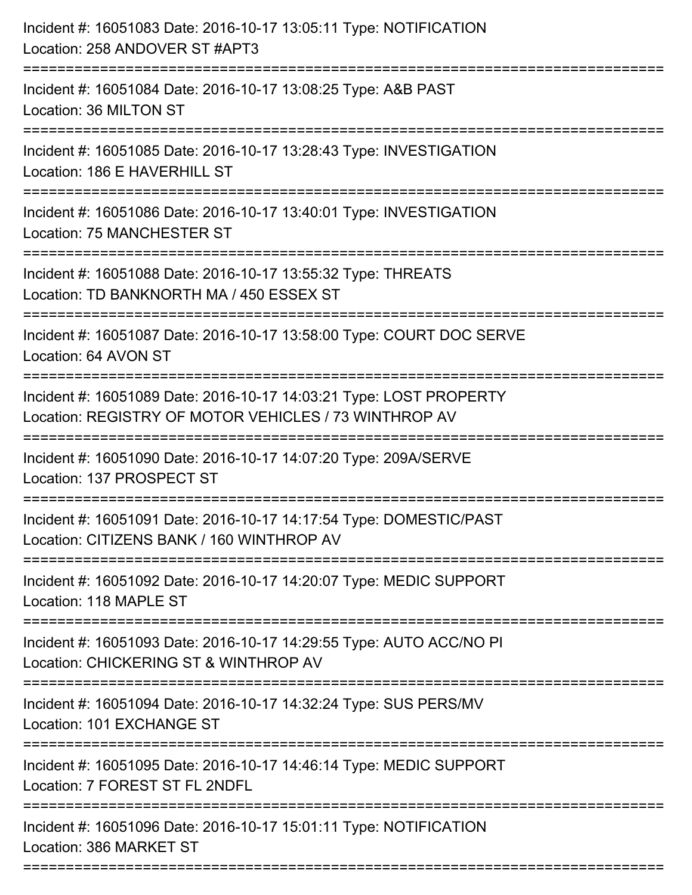Incident #: 16051083 Date: 2016-10-17 13:05:11 Type: NOTIFICATION
Location: 258 ANDOVER ST #APT3

===========================================================================

Incident #: 16051084 Date: 2016-10-17 13:08:25 Type: A&B PAST
Location: 36 MILTON ST

===========================================================================

Incident #: 16051085 Date: 2016-10-17 13:28:43 Type: INVESTIGATION
Location: 186 E HAVERHILL ST

===========================================================================

Incident #: 16051086 Date: 2016-10-17 13:40:01 Type: INVESTIGATION
Location: 75 MANCHESTER ST

===========================================================================

Incident #: 16051088 Date: 2016-10-17 13:55:32 Type: THREATS
Location: TD BANKNORTH MA / 450 ESSEX ST

===========================================================================

Incident #: 16051087 Date: 2016-10-17 13:58:00 Type: COURT DOC SERVE
Location: 64 AVON ST

===========================================================================

Incident #: 16051089 Date: 2016-10-17 14:03:21 Type: LOST PROPERTY
Location: REGISTRY OF MOTOR VEHICLES / 73 WINTHROP AV

===========================================================================

Incident #: 16051090 Date: 2016-10-17 14:07:20 Type: 209A/SERVE
Location: 137 PROSPECT ST

===========================================================================

Incident #: 16051091 Date: 2016-10-17 14:17:54 Type: DOMESTIC/PAST
Location: CITIZENS BANK / 160 WINTHROP AV

===========================================================================

Incident #: 16051092 Date: 2016-10-17 14:20:07 Type: MEDIC SUPPORT
Location: 118 MAPLE ST

===========================================================================

Incident #: 16051093 Date: 2016-10-17 14:29:55 Type: AUTO ACC/NO PI
Location: CHICKERING ST & WINTHROP AV

===========================================================================

Incident #: 16051094 Date: 2016-10-17 14:32:24 Type: SUS PERS/MV
Location: 101 EXCHANGE ST

===========================================================================

Incident #: 16051095 Date: 2016-10-17 14:46:14 Type: MEDIC SUPPORT
Location: 7 FOREST ST FL 2NDFL

===========================================================================

Incident #: 16051096 Date: 2016-10-17 15:01:11 Type: NOTIFICATION
Location: 386 MARKET ST

===========================================================================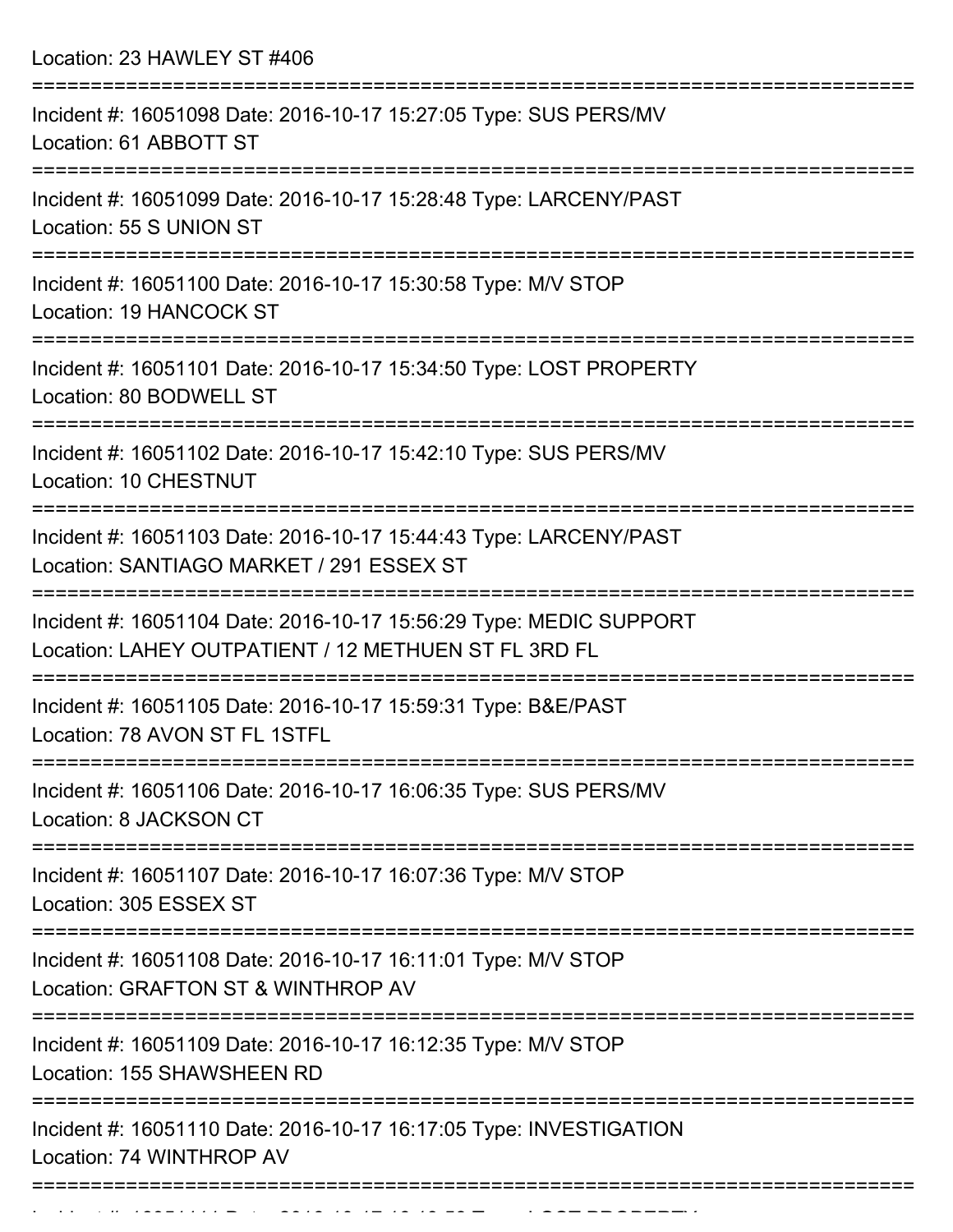Location: 23 HAWLEY ST #406

===========================================================================

Incident #: 16051098 Date: 2016-10-17 15:27:05 Type: SUS PERS/MV
Location: 61 ABBOTT ST

===========================================================================

Incident #: 16051099 Date: 2016-10-17 15:28:48 Type: LARCENY/PAST
Location: 55 S UNION ST

===========================================================================

Incident #: 16051100 Date: 2016-10-17 15:30:58 Type: M/V STOP
Location: 19 HANCOCK ST

===========================================================================

Incident #: 16051101 Date: 2016-10-17 15:34:50 Type: LOST PROPERTY
Location: 80 BODWELL ST

===========================================================================

Incident #: 16051102 Date: 2016-10-17 15:42:10 Type: SUS PERS/MV
Location: 10 CHESTNUT

===========================================================================

Incident #: 16051103 Date: 2016-10-17 15:44:43 Type: LARCENY/PAST
Location: SANTIAGO MARKET / 291 ESSEX ST

===========================================================================

Incident #: 16051104 Date: 2016-10-17 15:56:29 Type: MEDIC SUPPORT
Location: LAHEY OUTPATIENT / 12 METHUEN ST FL 3RD FL

===========================================================================

Incident #: 16051105 Date: 2016-10-17 15:59:31 Type: B&E/PAST
Location: 78 AVON ST FL 1STFL

===========================================================================

Incident #: 16051106 Date: 2016-10-17 16:06:35 Type: SUS PERS/MV
Location: 8 JACKSON CT

===========================================================================

Incident #: 16051107 Date: 2016-10-17 16:07:36 Type: M/V STOP
Location: 305 ESSEX ST

===========================================================================

Incident #: 16051108 Date: 2016-10-17 16:11:01 Type: M/V STOP
Location: GRAFTON ST & WINTHROP AV

===========================================================================

Incident #: 16051109 Date: 2016-10-17 16:12:35 Type: M/V STOP
Location: 155 SHAWSHEEN RD

===========================================================================

Incident #: 16051110 Date: 2016-10-17 16:17:05 Type: INVESTIGATION
Location: 74 WINTHROP AV

===========================================================================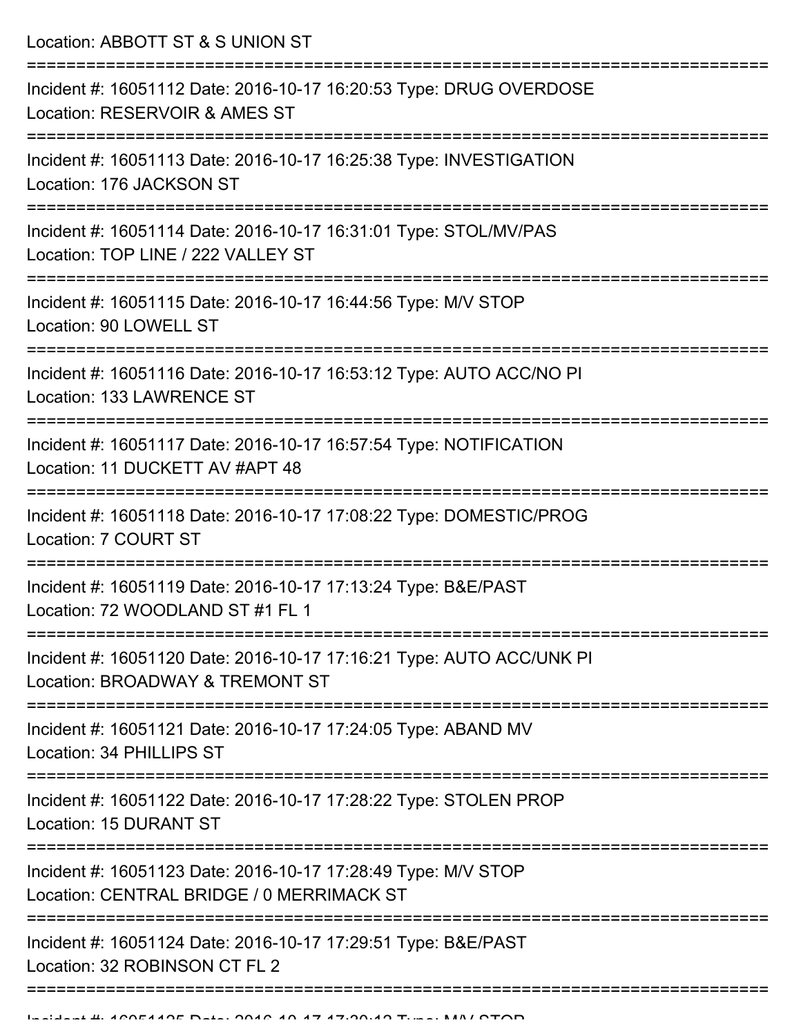Location: ABBOTT ST & S UNION ST

===========================================================================

Incident #: 16051112 Date: 2016-10-17 16:20:53 Type: DRUG OVERDOSE
Location: RESERVOIR & AMES ST

===========================================================================

Incident #: 16051113 Date: 2016-10-17 16:25:38 Type: INVESTIGATION
Location: 176 JACKSON ST

===========================================================================

Incident #: 16051114 Date: 2016-10-17 16:31:01 Type: STOL/MV/PAS
Location: TOP LINE / 222 VALLEY ST

===========================================================================

Incident #: 16051115 Date: 2016-10-17 16:44:56 Type: M/V STOP
Location: 90 LOWELL ST

===========================================================================

Incident #: 16051116 Date: 2016-10-17 16:53:12 Type: AUTO ACC/NO PI
Location: 133 LAWRENCE ST

===========================================================================

Incident #: 16051117 Date: 2016-10-17 16:57:54 Type: NOTIFICATION
Location: 11 DUCKETT AV #APT 48

===========================================================================

Incident #: 16051118 Date: 2016-10-17 17:08:22 Type: DOMESTIC/PROG
Location: 7 COURT ST

===========================================================================

Incident #: 16051119 Date: 2016-10-17 17:13:24 Type: B&E/PAST
Location: 72 WOODLAND ST #1 FL 1

===========================================================================

Incident #: 16051120 Date: 2016-10-17 17:16:21 Type: AUTO ACC/UNK PI
Location: BROADWAY & TREMONT ST

===========================================================================

Incident #: 16051121 Date: 2016-10-17 17:24:05 Type: ABAND MV
Location: 34 PHILLIPS ST

===========================================================================

Incident #: 16051122 Date: 2016-10-17 17:28:22 Type: STOLEN PROP
Location: 15 DURANT ST

===========================================================================

Incident #: 16051123 Date: 2016-10-17 17:28:49 Type: M/V STOP
Location: CENTRAL BRIDGE / 0 MERRIMACK ST

===========================================================================

Incident #: 16051124 Date: 2016-10-17 17:29:51 Type: B&E/PAST
Location: 32 ROBINSON CT FL 2

===========================================================================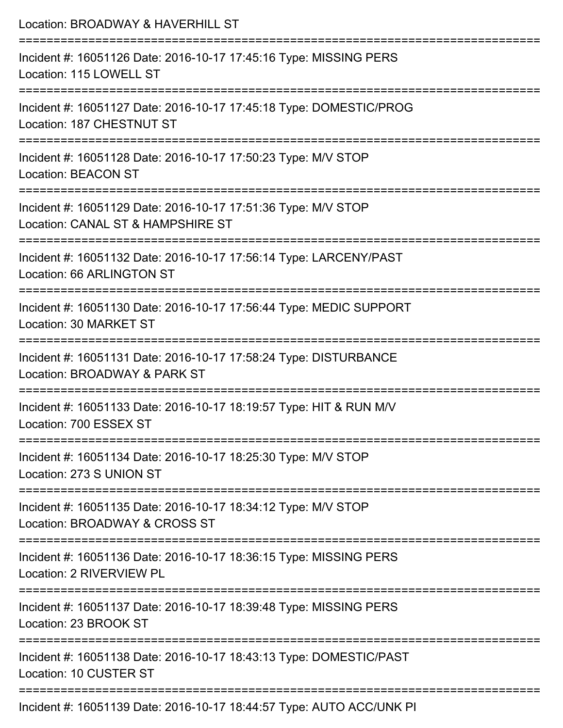Location: BROADWAY & HAVERHILL ST

===========================================================================

Incident #: 16051126 Date: 2016-10-17 17:45:16 Type: MISSING PERS
Location: 115 LOWELL ST

===========================================================================

Incident #: 16051127 Date: 2016-10-17 17:45:18 Type: DOMESTIC/PROG
Location: 187 CHESTNUT ST

===========================================================================

Incident #: 16051128 Date: 2016-10-17 17:50:23 Type: M/V STOP
Location: BEACON ST

===========================================================================

Incident #: 16051129 Date: 2016-10-17 17:51:36 Type: M/V STOP
Location: CANAL ST & HAMPSHIRE ST

===========================================================================

Incident #: 16051132 Date: 2016-10-17 17:56:14 Type: LARCENY/PAST
Location: 66 ARLINGTON ST

===========================================================================

Incident #: 16051130 Date: 2016-10-17 17:56:44 Type: MEDIC SUPPORT
Location: 30 MARKET ST

===========================================================================

Incident #: 16051131 Date: 2016-10-17 17:58:24 Type: DISTURBANCE
Location: BROADWAY & PARK ST

===========================================================================

Incident #: 16051133 Date: 2016-10-17 18:19:57 Type: HIT & RUN M/V
Location: 700 ESSEX ST

===========================================================================

Incident #: 16051134 Date: 2016-10-17 18:25:30 Type: M/V STOP
Location: 273 S UNION ST

===========================================================================

Incident #: 16051135 Date: 2016-10-17 18:34:12 Type: M/V STOP
Location: BROADWAY & CROSS ST

===========================================================================

Incident #: 16051136 Date: 2016-10-17 18:36:15 Type: MISSING PERS
Location: 2 RIVERVIEW PL

===========================================================================

Incident #: 16051137 Date: 2016-10-17 18:39:48 Type: MISSING PERS
Location: 23 BROOK ST

===========================================================================

Incident #: 16051138 Date: 2016-10-17 18:43:13 Type: DOMESTIC/PAST
Location: 10 CUSTER ST

===========================================================================

Incident #: 16051139 Date: 2016-10-17 18:44:57 Type: AUTO ACC/UNK PI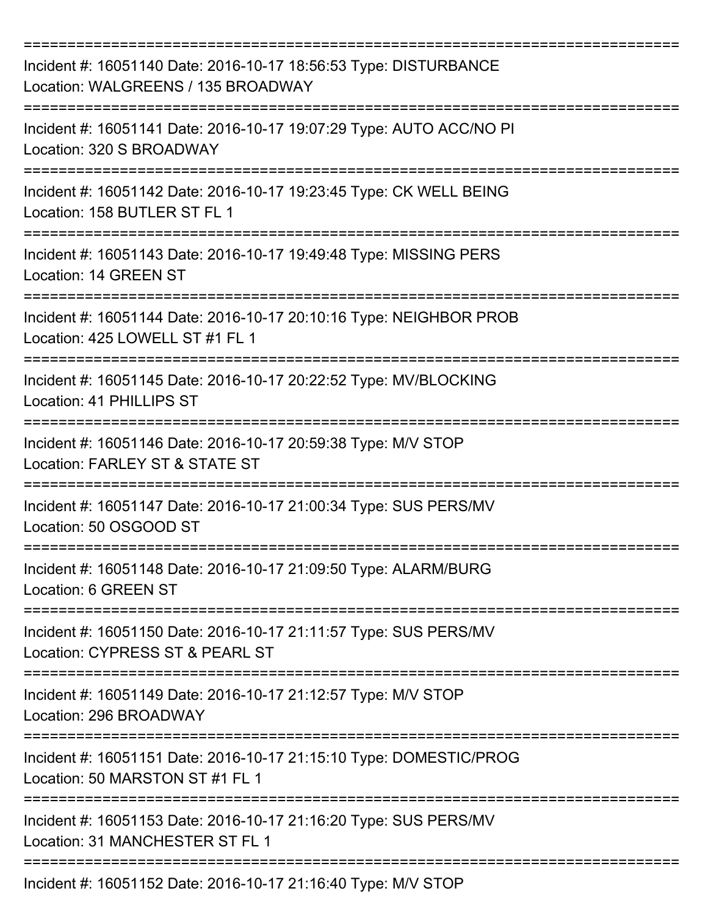===========================================================================

Incident #: 16051140 Date: 2016-10-17 18:56:53 Type: DISTURBANCE
Location: WALGREENS / 135 BROADWAY

===========================================================================

Incident #: 16051141 Date: 2016-10-17 19:07:29 Type: AUTO ACC/NO PI
Location: 320 S BROADWAY

===========================================================================

Incident #: 16051142 Date: 2016-10-17 19:23:45 Type: CK WELL BEING
Location: 158 BUTLER ST FL 1

===========================================================================

Incident #: 16051143 Date: 2016-10-17 19:49:48 Type: MISSING PERS
Location: 14 GREEN ST

===========================================================================

Incident #: 16051144 Date: 2016-10-17 20:10:16 Type: NEIGHBOR PROB
Location: 425 LOWELL ST #1 FL 1

===========================================================================

Incident #: 16051145 Date: 2016-10-17 20:22:52 Type: MV/BLOCKING
Location: 41 PHILLIPS ST

===========================================================================

Incident #: 16051146 Date: 2016-10-17 20:59:38 Type: M/V STOP
Location: FARLEY ST & STATE ST

===========================================================================

Incident #: 16051147 Date: 2016-10-17 21:00:34 Type: SUS PERS/MV
Location: 50 OSGOOD ST

===========================================================================

Incident #: 16051148 Date: 2016-10-17 21:09:50 Type: ALARM/BURG
Location: 6 GREEN ST

===========================================================================

Incident #: 16051150 Date: 2016-10-17 21:11:57 Type: SUS PERS/MV
Location: CYPRESS ST & PEARL ST

===========================================================================

Incident #: 16051149 Date: 2016-10-17 21:12:57 Type: M/V STOP
Location: 296 BROADWAY

===========================================================================

Incident #: 16051151 Date: 2016-10-17 21:15:10 Type: DOMESTIC/PROG
Location: 50 MARSTON ST #1 FL 1

===========================================================================

Incident #: 16051153 Date: 2016-10-17 21:16:20 Type: SUS PERS/MV
Location: 31 MANCHESTER ST FL 1

===========================================================================

Incident #: 16051152 Date: 2016-10-17 21:16:40 Type: M/V STOP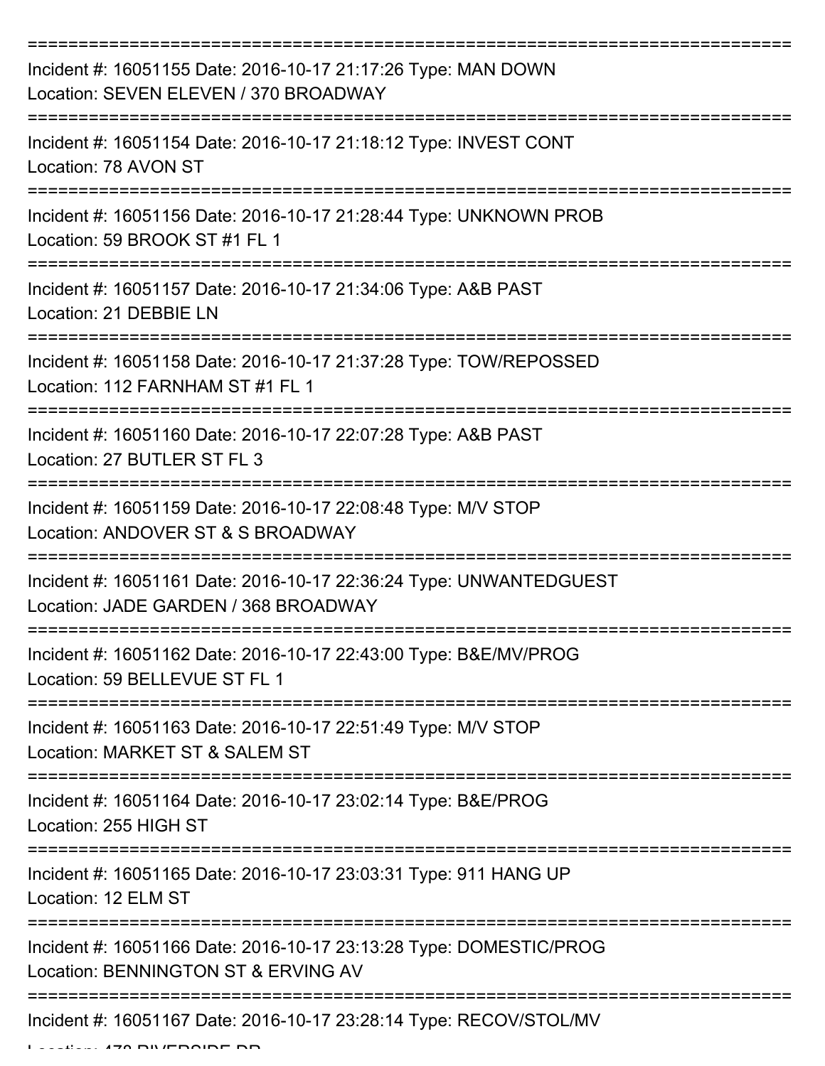===========================================================================

Incident #: 16051155 Date: 2016-10-17 21:17:26 Type: MAN DOWN
Location: SEVEN ELEVEN / 370 BROADWAY

===========================================================================

Incident #: 16051154 Date: 2016-10-17 21:18:12 Type: INVEST CONT
Location: 78 AVON ST

===========================================================================

Incident #: 16051156 Date: 2016-10-17 21:28:44 Type: UNKNOWN PROB
Location: 59 BROOK ST #1 FL 1

===========================================================================

Incident #: 16051157 Date: 2016-10-17 21:34:06 Type: A&B PAST
Location: 21 DEBBIE LN

===========================================================================

Incident #: 16051158 Date: 2016-10-17 21:37:28 Type: TOW/REPOSSED
Location: 112 FARNHAM ST #1 FL 1

===========================================================================

Incident #: 16051160 Date: 2016-10-17 22:07:28 Type: A&B PAST
Location: 27 BUTLER ST FL 3

===========================================================================

Incident #: 16051159 Date: 2016-10-17 22:08:48 Type: M/V STOP
Location: ANDOVER ST & S BROADWAY

===========================================================================

Incident #: 16051161 Date: 2016-10-17 22:36:24 Type: UNWANTEDGUEST
Location: JADE GARDEN / 368 BROADWAY

===========================================================================

Incident #: 16051162 Date: 2016-10-17 22:43:00 Type: B&E/MV/PROG
Location: 59 BELLEVUE ST FL 1

===========================================================================

Incident #: 16051163 Date: 2016-10-17 22:51:49 Type: M/V STOP
Location: MARKET ST & SALEM ST

===========================================================================

Incident #: 16051164 Date: 2016-10-17 23:02:14 Type: B&E/PROG
Location: 255 HIGH ST

===========================================================================

Incident #: 16051165 Date: 2016-10-17 23:03:31 Type: 911 HANG UP
Location: 12 ELM ST

===========================================================================

Incident #: 16051166 Date: 2016-10-17 23:13:28 Type: DOMESTIC/PROG
Location: BENNINGTON ST & ERVING AV

===========================================================================

Incident #: 16051167 Date: 2016-10-17 23:28:14 Type: RECOV/STOL/MV
Location: 478 RIVERSIDE DR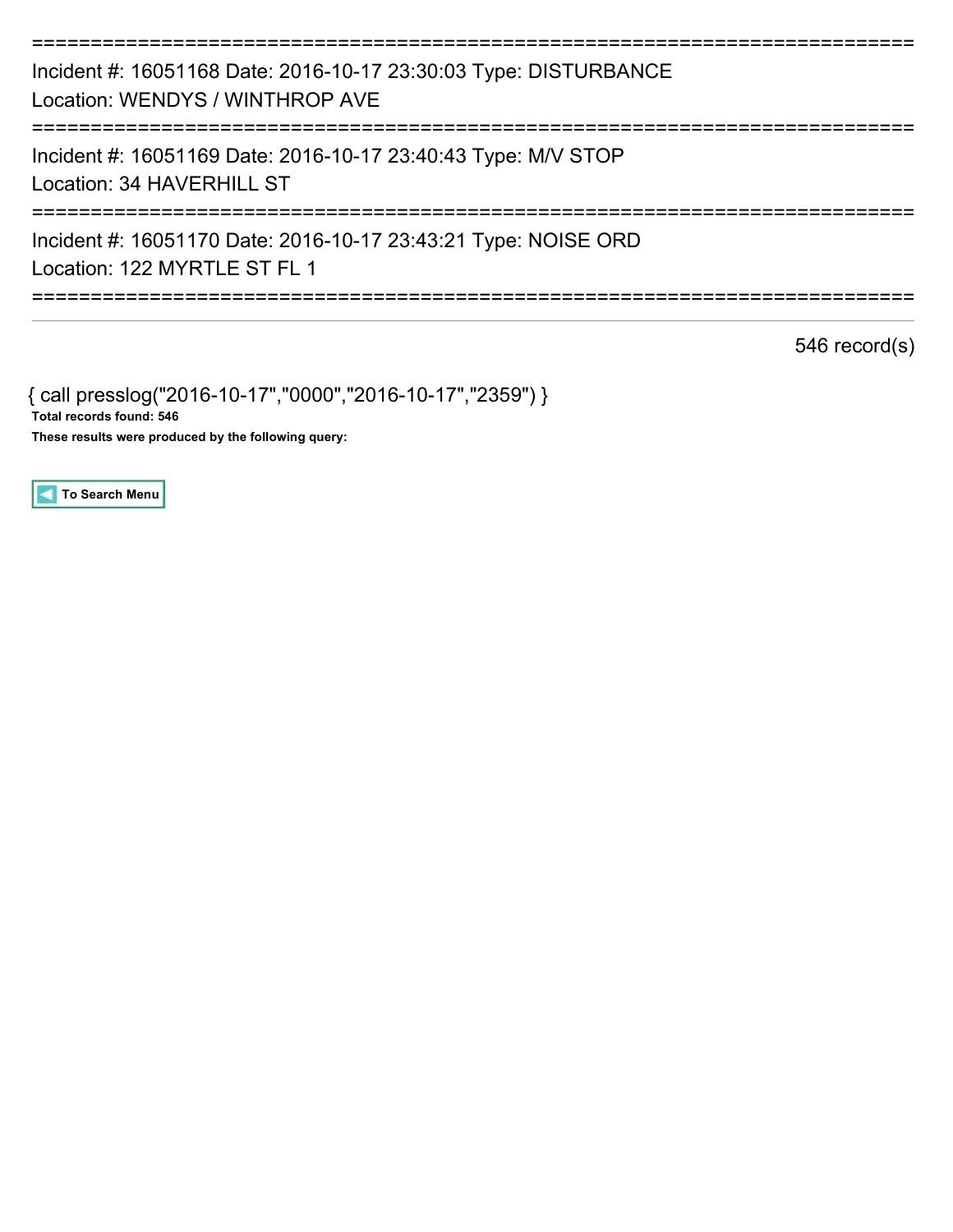===========================================================================

Incident #: 16051168 Date: 2016-10-17 23:30:03 Type: DISTURBANCE
Location: WENDYS / WINTHROP AVE

===========================================================================

Incident #: 16051169 Date: 2016-10-17 23:40:43 Type: M/V STOP
Location: 34 HAVERHILL ST

===========================================================================

Incident #: 16051170 Date: 2016-10-17 23:43:21 Type: NOISE ORD
Location: 122 MYRTLE ST FL 1

===========================================================================

546 record(s)

{ call presslog("2016-10-17","0000","2016-10-17","2359") }

**Total records found: 546**

**These results were produced by the following query:**

**To Search Menu**